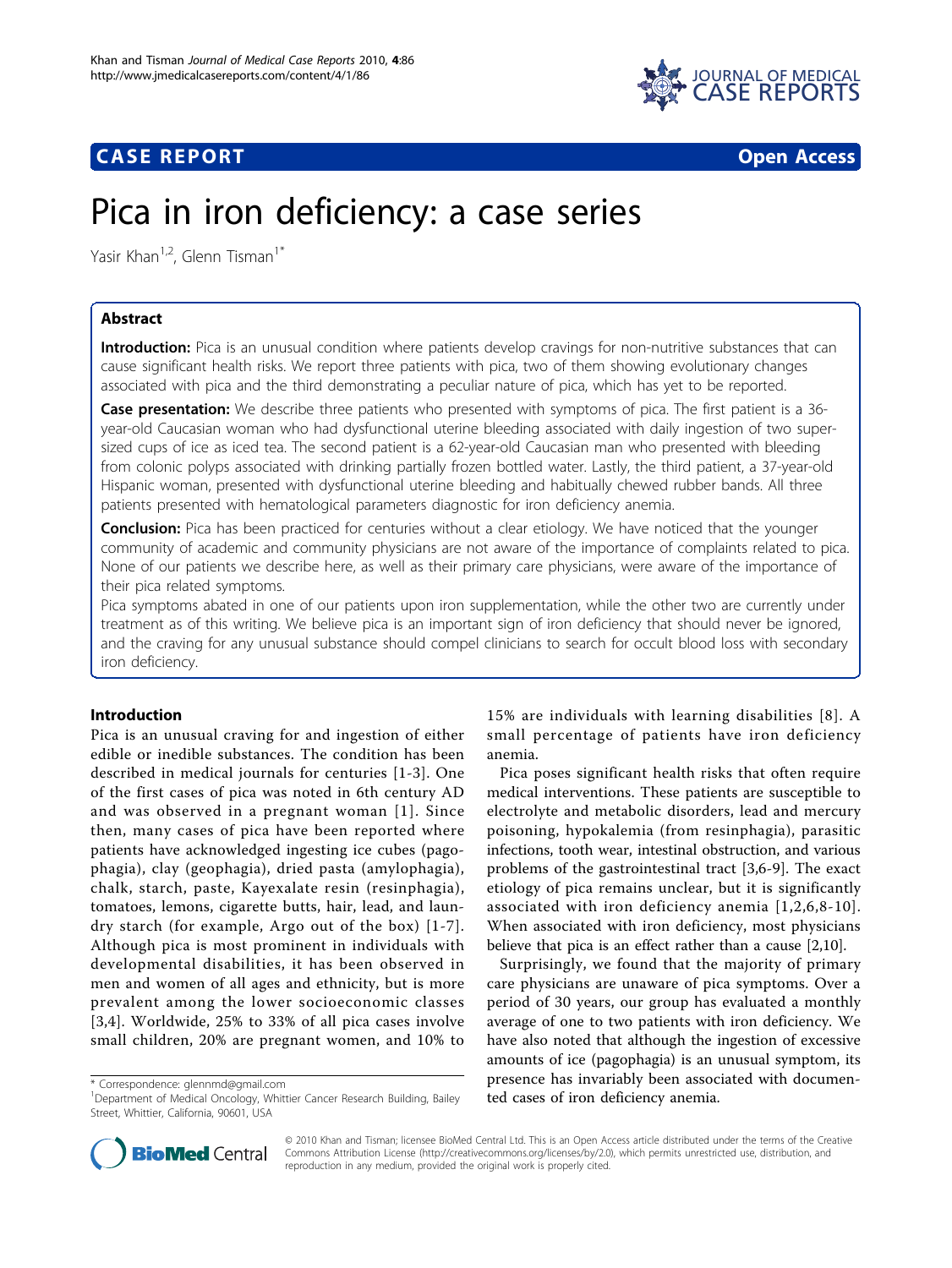CASE REPORT Open Access

# Pica in iron deficiency: a case series

Yasir Khan[1,2], Glenn Tisman[1*]

## Abstract

**Introduction:** Pica is an unusual condition where patients develop cravings for non-nutritive substances that can cause significant health risks. We report three patients with pica, two of them showing evolutionary changes associated with pica and the third demonstrating a peculiar nature of pica, which has yet to be reported.

**Case presentation:** We describe three patients who presented with symptoms of pica. The first patient is a 36-year-old Caucasian woman who had dysfunctional uterine bleeding associated with daily ingestion of two super-sized cups of ice as iced tea. The second patient is a 62-year-old Caucasian man who presented with bleeding from colonic polyps associated with drinking partially frozen bottled water. Lastly, the third patient, a 37-year-old Hispanic woman, presented with dysfunctional uterine bleeding and habitually chewed rubber bands. All three patients presented with hematological parameters diagnostic for iron deficiency anemia.

**Conclusion:** Pica has been practiced for centuries without a clear etiology. We have noticed that the younger community of academic and community physicians are not aware of the importance of complaints related to pica. None of our patients we describe here, as well as their primary care physicians, were aware of the importance of their pica related symptoms.

Pica symptoms abated in one of our patients upon iron supplementation, while the other two are currently under treatment as of this writing. We believe pica is an important sign of iron deficiency that should never be ignored, and the craving for any unusual substance should compel clinicians to search for occult blood loss with secondary iron deficiency.

## Introduction

Pica is an unusual craving for and ingestion of either edible or inedible substances. The condition has been described in medical journals for centuries [1-3]. One of the first cases of pica was noted in 6th century AD and was observed in a pregnant woman [1]. Since then, many cases of pica have been reported where patients have acknowledged ingesting ice cubes (pagophagia), clay (geophagia), dried pasta (amylophagia), chalk, starch, paste, Kayexalate resin (resinphagia), tomatoes, lemons, cigarette butts, hair, lead, and laundry starch (for example, Argo out of the box) [1-7]. Although pica is most prominent in individuals with developmental disabilities, it has been observed in men and women of all ages and ethnicity, but is more prevalent among the lower socioeconomic classes [3,4]. Worldwide, 25% to 33% of all pica cases involve small children, 20% are pregnant women, and 10% to 15% are individuals with learning disabilities [8]. A small percentage of patients have iron deficiency anemia.

Pica poses significant health risks that often require medical interventions. These patients are susceptible to electrolyte and metabolic disorders, lead and mercury poisoning, hypokalemia (from resinphagia), parasitic infections, tooth wear, intestinal obstruction, and various problems of the gastrointestinal tract [3,6-9]. The exact etiology of pica remains unclear, but it is significantly associated with iron deficiency anemia [1,2,6,8-10]. When associated with iron deficiency, most physicians believe that pica is an effect rather than a cause [2,10].

Surprisingly, we found that the majority of primary care physicians are unaware of pica symptoms. Over a period of 30 years, our group has evaluated a monthly average of one to two patients with iron deficiency. We have also noted that although the ingestion of excessive amounts of ice (pagophagia) is an unusual symptom, its presence has invariably been associated with documented cases of iron deficiency anemia.

\* Correspondence: glennmd@gmail.com
[1]Department of Medical Oncology, Whittier Cancer Research Building, Bailey Street, Whittier, California, 90601, USA

© 2010 Khan and Tisman; licensee BioMed Central Ltd. This is an Open Access article distributed under the terms of the Creative Commons Attribution License (http://creativecommons.org/licenses/by/2.0), which permits unrestricted use, distribution, and reproduction in any medium, provided the original work is properly cited.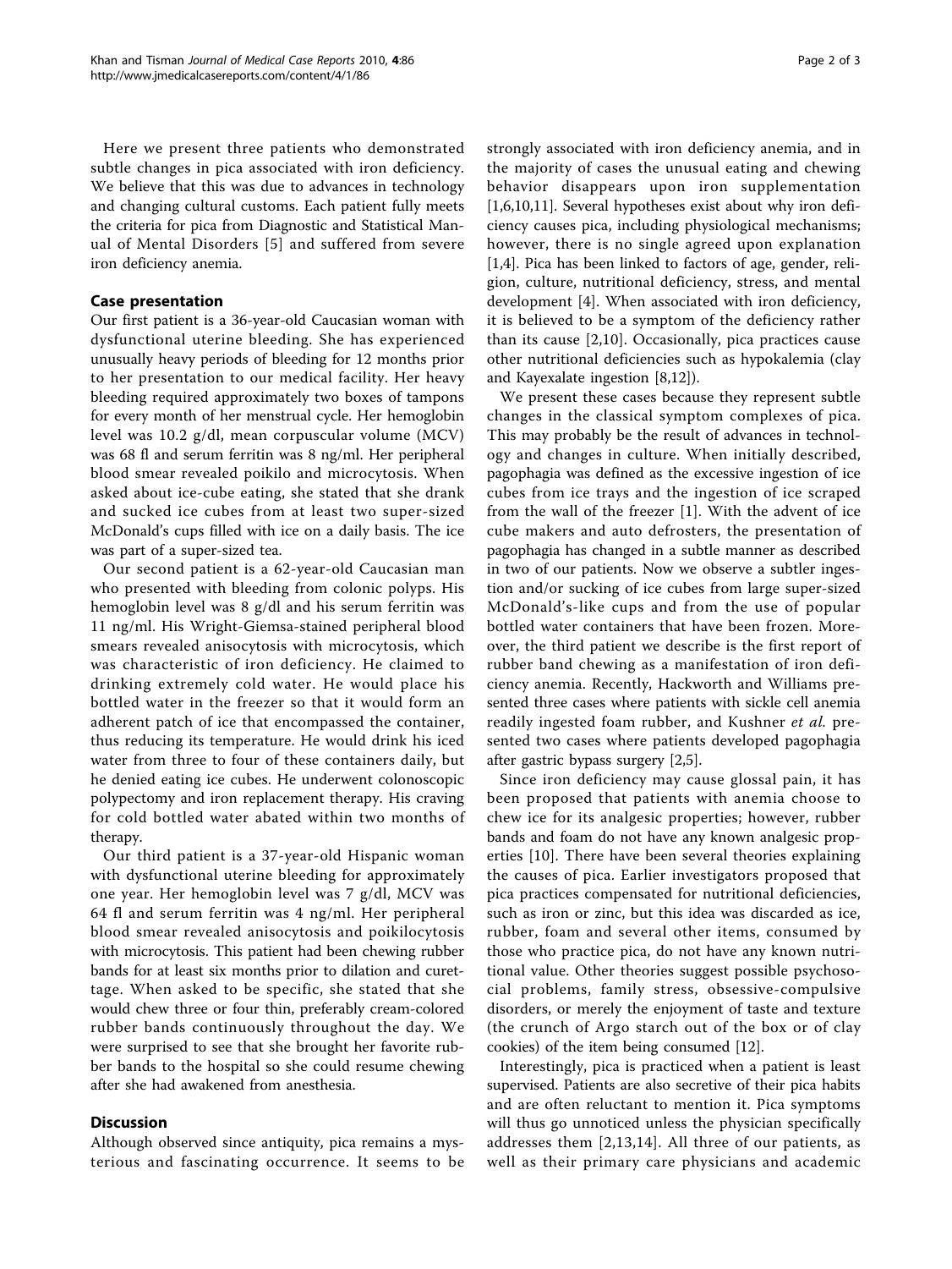Here we present three patients who demonstrated subtle changes in pica associated with iron deficiency. We believe that this was due to advances in technology and changing cultural customs. Each patient fully meets the criteria for pica from Diagnostic and Statistical Manual of Mental Disorders [5] and suffered from severe iron deficiency anemia.

## Case presentation

Our first patient is a 36-year-old Caucasian woman with dysfunctional uterine bleeding. She has experienced unusually heavy periods of bleeding for 12 months prior to her presentation to our medical facility. Her heavy bleeding required approximately two boxes of tampons for every month of her menstrual cycle. Her hemoglobin level was 10.2 g/dl, mean corpuscular volume (MCV) was 68 fl and serum ferritin was 8 ng/ml. Her peripheral blood smear revealed poikilo and microcytosis. When asked about ice-cube eating, she stated that she drank and sucked ice cubes from at least two super-sized McDonald's cups filled with ice on a daily basis. The ice was part of a super-sized tea.

Our second patient is a 62-year-old Caucasian man who presented with bleeding from colonic polyps. His hemoglobin level was 8 g/dl and his serum ferritin was 11 ng/ml. His Wright-Giemsa-stained peripheral blood smears revealed anisocytosis with microcytosis, which was characteristic of iron deficiency. He claimed to drinking extremely cold water. He would place his bottled water in the freezer so that it would form an adherent patch of ice that encompassed the container, thus reducing its temperature. He would drink his iced water from three to four of these containers daily, but he denied eating ice cubes. He underwent colonoscopic polypectomy and iron replacement therapy. His craving for cold bottled water abated within two months of therapy.

Our third patient is a 37-year-old Hispanic woman with dysfunctional uterine bleeding for approximately one year. Her hemoglobin level was 7 g/dl, MCV was 64 fl and serum ferritin was 4 ng/ml. Her peripheral blood smear revealed anisocytosis and poikilocytosis with microcytosis. This patient had been chewing rubber bands for at least six months prior to dilation and curettage. When asked to be specific, she stated that she would chew three or four thin, preferably cream-colored rubber bands continuously throughout the day. We were surprised to see that she brought her favorite rubber bands to the hospital so she could resume chewing after she had awakened from anesthesia.

## Discussion

Although observed since antiquity, pica remains a mysterious and fascinating occurrence. It seems to be strongly associated with iron deficiency anemia, and in the majority of cases the unusual eating and chewing behavior disappears upon iron supplementation [1,6,10,11]. Several hypotheses exist about why iron deficiency causes pica, including physiological mechanisms; however, there is no single agreed upon explanation [1,4]. Pica has been linked to factors of age, gender, religion, culture, nutritional deficiency, stress, and mental development [4]. When associated with iron deficiency, it is believed to be a symptom of the deficiency rather than its cause [2,10]. Occasionally, pica practices cause other nutritional deficiencies such as hypokalemia (clay and Kayexalate ingestion [8,12]).

We present these cases because they represent subtle changes in the classical symptom complexes of pica. This may probably be the result of advances in technology and changes in culture. When initially described, pagophagia was defined as the excessive ingestion of ice cubes from ice trays and the ingestion of ice scraped from the wall of the freezer [1]. With the advent of ice cube makers and auto defrosters, the presentation of pagophagia has changed in a subtle manner as described in two of our patients. Now we observe a subtler ingestion and/or sucking of ice cubes from large super-sized McDonald's-like cups and from the use of popular bottled water containers that have been frozen. Moreover, the third patient we describe is the first report of rubber band chewing as a manifestation of iron deficiency anemia. Recently, Hackworth and Williams presented three cases where patients with sickle cell anemia readily ingested foam rubber, and Kushner *et al.* presented two cases where patients developed pagophagia after gastric bypass surgery [2,5].

Since iron deficiency may cause glossal pain, it has been proposed that patients with anemia choose to chew ice for its analgesic properties; however, rubber bands and foam do not have any known analgesic properties [10]. There have been several theories explaining the causes of pica. Earlier investigators proposed that pica practices compensated for nutritional deficiencies, such as iron or zinc, but this idea was discarded as ice, rubber, foam and several other items, consumed by those who practice pica, do not have any known nutritional value. Other theories suggest possible psychosocial problems, family stress, obsessive-compulsive disorders, or merely the enjoyment of taste and texture (the crunch of Argo starch out of the box or of clay cookies) of the item being consumed [12].

Interestingly, pica is practiced when a patient is least supervised. Patients are also secretive of their pica habits and are often reluctant to mention it. Pica symptoms will thus go unnoticed unless the physician specifically addresses them [2,13,14]. All three of our patients, as well as their primary care physicians and academic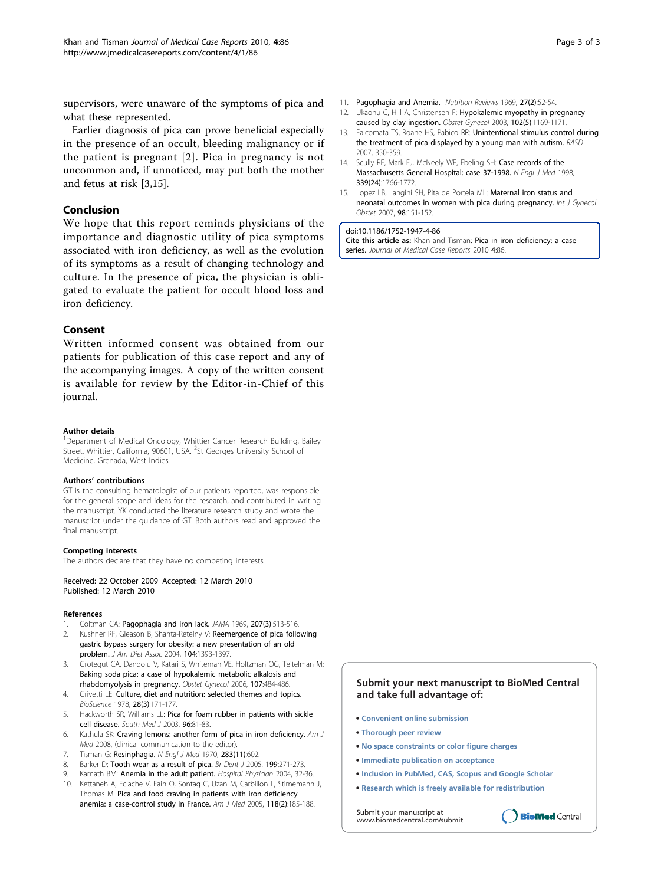supervisors, were unaware of the symptoms of pica and what these represented.

Earlier diagnosis of pica can prove beneficial especially in the presence of an occult, bleeding malignancy or if the patient is pregnant [2]. Pica in pregnancy is not uncommon and, if unnoticed, may put both the mother and fetus at risk [3,15].

## Conclusion

We hope that this report reminds physicians of the importance and diagnostic utility of pica symptoms associated with iron deficiency, as well as the evolution of its symptoms as a result of changing technology and culture. In the presence of pica, the physician is obligated to evaluate the patient for occult blood loss and iron deficiency.

## Consent

Written informed consent was obtained from our patients for publication of this case report and any of the accompanying images. A copy of the written consent is available for review by the Editor-in-Chief of this journal.

#### Author details

[1]Department of Medical Oncology, Whittier Cancer Research Building, Bailey Street, Whittier, California, 90601, USA. [2]St Georges University School of Medicine, Grenada, West Indies.

#### Authors' contributions

GT is the consulting hematologist of our patients reported, was responsible for the general scope and ideas for the research, and contributed in writing the manuscript. YK conducted the literature research study and wrote the manuscript under the guidance of GT. Both authors read and approved the final manuscript.

#### Competing interests

The authors declare that they have no competing interests.

Received: 22 October 2009 Accepted: 12 March 2010
Published: 12 March 2010

#### References

1. Coltman CA: **Pagophagia and iron lack.** *JAMA* 1969, **207(3)**:513-516.
2. Kushner RF, Gleason B, Shanta-Retelny V: **Reemergence of pica following gastric bypass surgery for obesity: a new presentation of an old problem.** *J Am Diet Assoc* 2004, **104**:1393-1397.
3. Grotegut CA, Dandolu V, Katari S, Whiteman VE, Holtzman OG, Teitelman M: **Baking soda pica: a case of hypokalemic metabolic alkalosis and rhabdomyolysis in pregnancy.** *Obstet Gynecol* 2006, **107**:484-486.
4. Grivetti LE: **Culture, diet and nutrition: selected themes and topics.** *BioScience* 1978, **28(3)**:171-177.
5. Hackworth SR, Williams LL: **Pica for foam rubber in patients with sickle cell disease.** *South Med J* 2003, **96**:81-83.
6. Kathula SK: **Craving lemons: another form of pica in iron deficiency.** *Am J Med* 2008, (clinical communication to the editor).
7. Tisman G: **Resinphagia.** *N Engl J Med* 1970, **283(11)**:602.
8. Barker D: **Tooth wear as a result of pica.** *Br Dent J* 2005, **199**:271-273.
9. Karnath BM: **Anemia in the adult patient.** *Hospital Physician* 2004, 32-36.
10. Kettaneh A, Eclache V, Fain O, Sontag C, Uzan M, Carbillon L, Stirnemann J, Thomas M: **Pica and food craving in patients with iron deficiency anemia: a case-control study in France.** *Am J Med* 2005, **118(2)**:185-188.
11. **Pagophagia and Anemia.** *Nutrition Reviews* 1969, **27(2)**:52-54.
12. Ukaonu C, Hill A, Christensen F: **Hypokalemic myopathy in pregnancy caused by clay ingestion.** *Obstet Gynecol* 2003, **102(5)**:1169-1171.
13. Falcomata TS, Roane HS, Pabico RR: **Unintentional stimulus control during the treatment of pica displayed by a young man with autism.** *RASD* 2007, 350-359.
14. Scully RE, Mark EJ, McNeely WF, Ebeling SH: **Case records of the Massachusetts General Hospital: case 37-1998.** *N Engl J Med* 1998, **339(24)**:1766-1772.
15. Lopez LB, Langini SH, Pita de Portela ML: **Maternal iron status and neonatal outcomes in women with pica during pregnancy.** *Int J Gynecol Obstet* 2007, **98**:151-152.

doi:10.1186/1752-1947-4-86
**Cite this article as:** Khan and Tisman: Pica in iron deficiency: a case series. *Journal of Medical Case Reports* 2010 **4**:86.

**Submit your next manuscript to BioMed Central and take full advantage of:**

- Convenient online submission
- Thorough peer review
- No space constraints or color figure charges
- Immediate publication on acceptance
- Inclusion in PubMed, CAS, Scopus and Google Scholar
- Research which is freely available for redistribution

Submit your manuscript at
www.biomedcentral.com/submit

BioMed Central